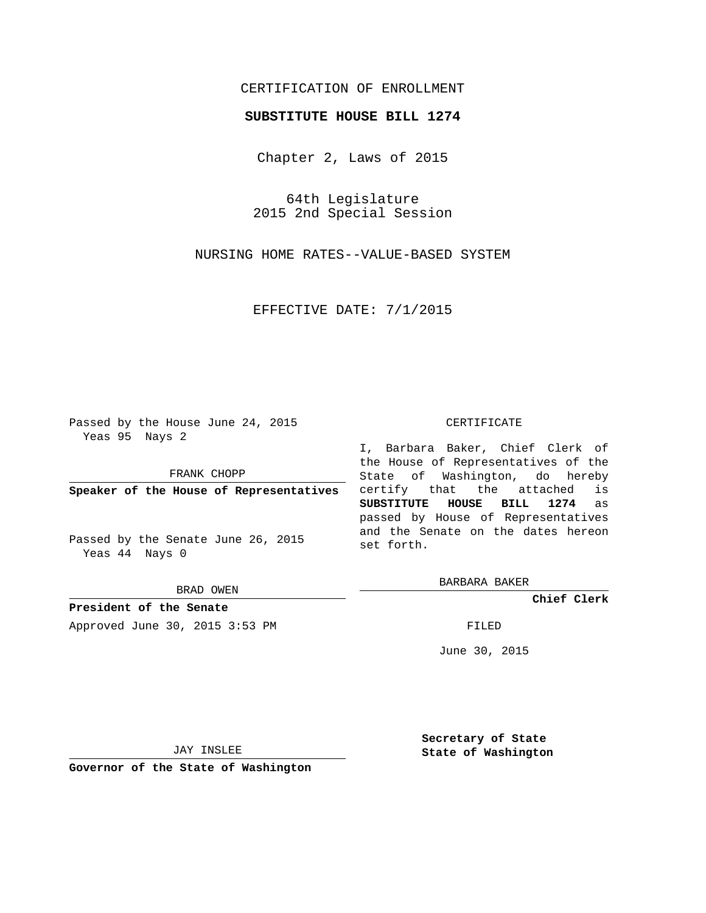CERTIFICATION OF ENROLLMENT

**SUBSTITUTE HOUSE BILL 1274**

Chapter 2, Laws of 2015

64th Legislature
2015 2nd Special Session

NURSING HOME RATES--VALUE-BASED SYSTEM

EFFECTIVE DATE: 7/1/2015

Passed by the House June 24, 2015
Yeas 95 Nays 2

FRANK CHOPP

**Speaker of the House of Representatives**

Passed by the Senate June 26, 2015
Yeas 44 Nays 0

BRAD OWEN

**President of the Senate**

Approved June 30, 2015 3:53 PM

JAY INSLEE

**Governor of the State of Washington**

CERTIFICATE

I, Barbara Baker, Chief Clerk of the House of Representatives of the State of Washington, do hereby certify that the attached is **SUBSTITUTE HOUSE BILL 1274** as passed by House of Representatives and the Senate on the dates hereon set forth.

BARBARA BAKER

**Chief Clerk**

FILED

June 30, 2015

**Secretary of State**
**State of Washington**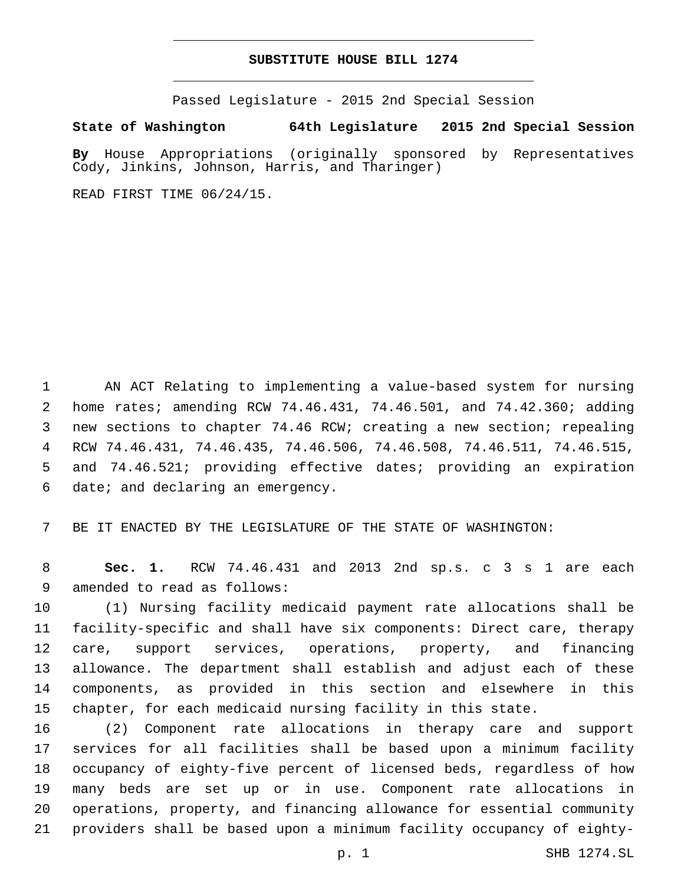# SUBSTITUTE HOUSE BILL 1274

Passed Legislature - 2015 2nd Special Session

**State of Washington 64th Legislature 2015 2nd Special Session**

**By** House Appropriations (originally sponsored by Representatives Cody, Jinkins, Johnson, Harris, and Tharinger)

READ FIRST TIME 06/24/15.

AN ACT Relating to implementing a value-based system for nursing home rates; amending RCW 74.46.431, 74.46.501, and 74.42.360; adding new sections to chapter 74.46 RCW; creating a new section; repealing RCW 74.46.431, 74.46.435, 74.46.506, 74.46.508, 74.46.511, 74.46.515, and 74.46.521; providing effective dates; providing an expiration date; and declaring an emergency.

BE IT ENACTED BY THE LEGISLATURE OF THE STATE OF WASHINGTON:

**Sec. 1.** RCW 74.46.431 and 2013 2nd sp.s. c 3 s 1 are each amended to read as follows:

(1) Nursing facility medicaid payment rate allocations shall be facility-specific and shall have six components: Direct care, therapy care, support services, operations, property, and financing allowance. The department shall establish and adjust each of these components, as provided in this section and elsewhere in this chapter, for each medicaid nursing facility in this state.

(2) Component rate allocations in therapy care and support services for all facilities shall be based upon a minimum facility occupancy of eighty-five percent of licensed beds, regardless of how many beds are set up or in use. Component rate allocations in operations, property, and financing allowance for essential community providers shall be based upon a minimum facility occupancy of eighty-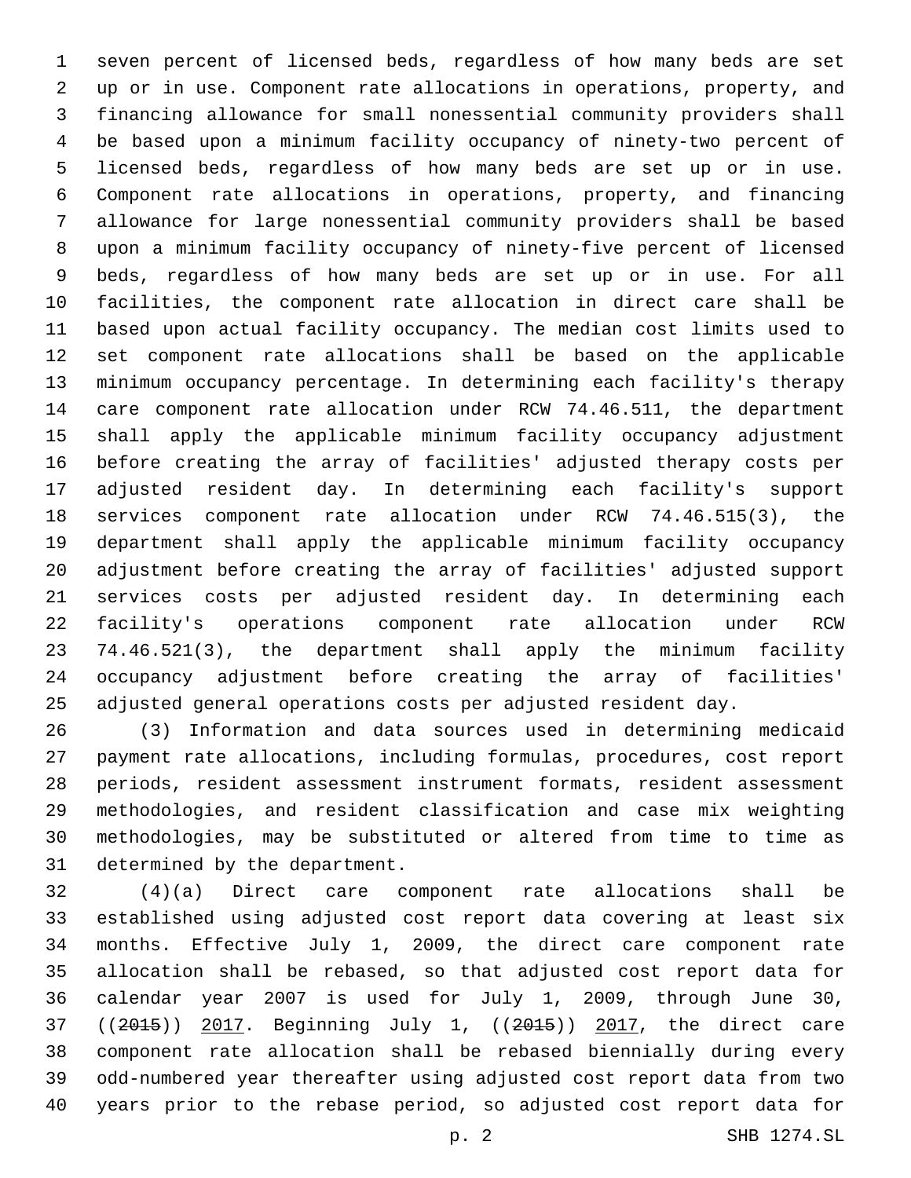seven percent of licensed beds, regardless of how many beds are set up or in use. Component rate allocations in operations, property, and financing allowance for small nonessential community providers shall be based upon a minimum facility occupancy of ninety-two percent of licensed beds, regardless of how many beds are set up or in use. Component rate allocations in operations, property, and financing allowance for large nonessential community providers shall be based upon a minimum facility occupancy of ninety-five percent of licensed beds, regardless of how many beds are set up or in use. For all facilities, the component rate allocation in direct care shall be based upon actual facility occupancy. The median cost limits used to set component rate allocations shall be based on the applicable minimum occupancy percentage. In determining each facility's therapy care component rate allocation under RCW 74.46.511, the department shall apply the applicable minimum facility occupancy adjustment before creating the array of facilities' adjusted therapy costs per adjusted resident day. In determining each facility's support services component rate allocation under RCW 74.46.515(3), the department shall apply the applicable minimum facility occupancy adjustment before creating the array of facilities' adjusted support services costs per adjusted resident day. In determining each facility's operations component rate allocation under RCW 74.46.521(3), the department shall apply the minimum facility occupancy adjustment before creating the array of facilities' adjusted general operations costs per adjusted resident day.

(3) Information and data sources used in determining medicaid payment rate allocations, including formulas, procedures, cost report periods, resident assessment instrument formats, resident assessment methodologies, and resident classification and case mix weighting methodologies, may be substituted or altered from time to time as determined by the department.

(4)(a) Direct care component rate allocations shall be established using adjusted cost report data covering at least six months. Effective July 1, 2009, the direct care component rate allocation shall be rebased, so that adjusted cost report data for calendar year 2007 is used for July 1, 2009, through June 30, ((~~2015~~)) <u>2017</u>. Beginning July 1, ((~~2015~~)) <u>2017</u>, the direct care component rate allocation shall be rebased biennially during every odd-numbered year thereafter using adjusted cost report data from two years prior to the rebase period, so adjusted cost report data for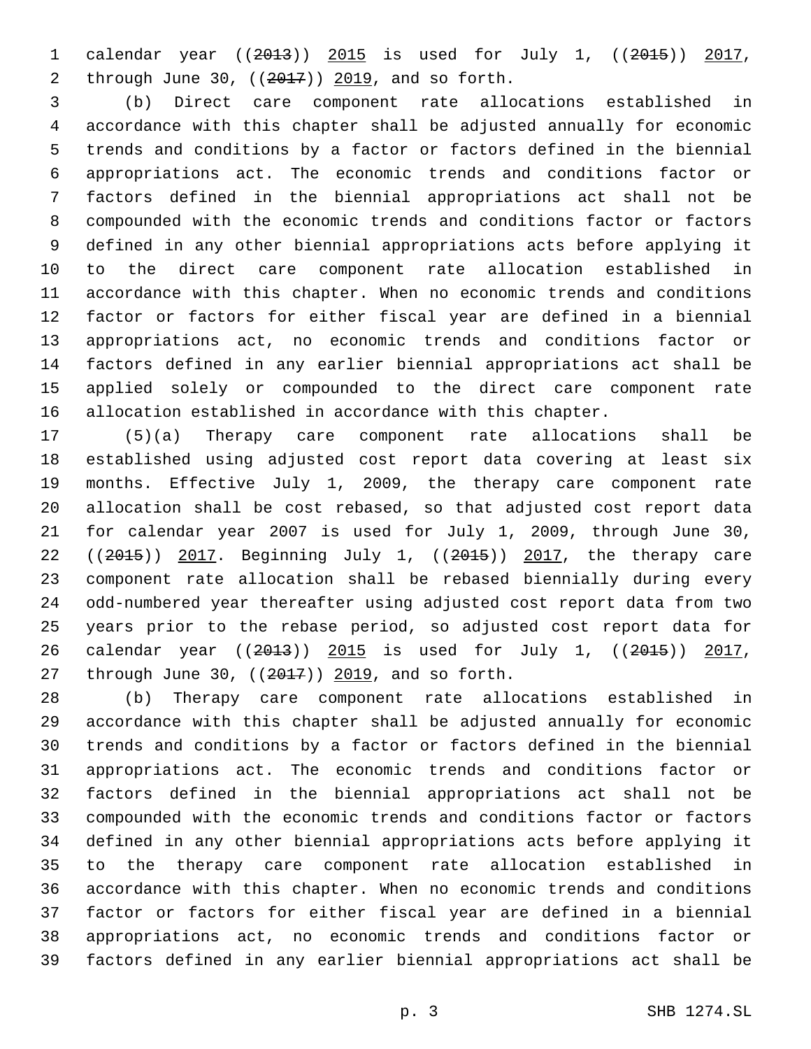calendar year ((~~2013~~)) 2015 is used for July 1, ((~~2015~~)) 2017, through June 30, ((~~2017~~)) 2019, and so forth.

(b) Direct care component rate allocations established in accordance with this chapter shall be adjusted annually for economic trends and conditions by a factor or factors defined in the biennial appropriations act. The economic trends and conditions factor or factors defined in the biennial appropriations act shall not be compounded with the economic trends and conditions factor or factors defined in any other biennial appropriations acts before applying it to the direct care component rate allocation established in accordance with this chapter. When no economic trends and conditions factor or factors for either fiscal year are defined in a biennial appropriations act, no economic trends and conditions factor or factors defined in any earlier biennial appropriations act shall be applied solely or compounded to the direct care component rate allocation established in accordance with this chapter.

(5)(a) Therapy care component rate allocations shall be established using adjusted cost report data covering at least six months. Effective July 1, 2009, the therapy care component rate allocation shall be cost rebased, so that adjusted cost report data for calendar year 2007 is used for July 1, 2009, through June 30, ((~~2015~~)) 2017. Beginning July 1, ((~~2015~~)) 2017, the therapy care component rate allocation shall be rebased biennially during every odd-numbered year thereafter using adjusted cost report data from two years prior to the rebase period, so adjusted cost report data for calendar year ((~~2013~~)) 2015 is used for July 1, ((~~2015~~)) 2017, through June 30, ((~~2017~~)) 2019, and so forth.

(b) Therapy care component rate allocations established in accordance with this chapter shall be adjusted annually for economic trends and conditions by a factor or factors defined in the biennial appropriations act. The economic trends and conditions factor or factors defined in the biennial appropriations act shall not be compounded with the economic trends and conditions factor or factors defined in any other biennial appropriations acts before applying it to the therapy care component rate allocation established in accordance with this chapter. When no economic trends and conditions factor or factors for either fiscal year are defined in a biennial appropriations act, no economic trends and conditions factor or factors defined in any earlier biennial appropriations act shall be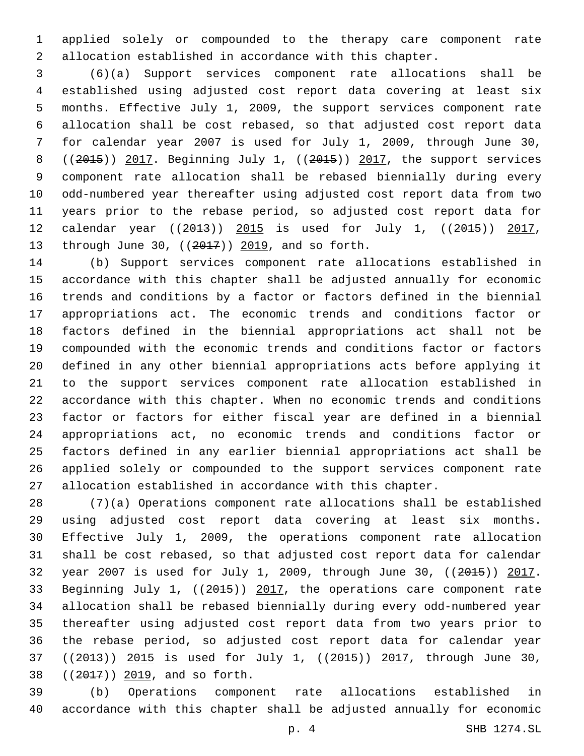applied solely or compounded to the therapy care component rate allocation established in accordance with this chapter.

(6)(a) Support services component rate allocations shall be established using adjusted cost report data covering at least six months. Effective July 1, 2009, the support services component rate allocation shall be cost rebased, so that adjusted cost report data for calendar year 2007 is used for July 1, 2009, through June 30, ((~~2015~~)) 2017. Beginning July 1, ((~~2015~~)) 2017, the support services component rate allocation shall be rebased biennially during every odd-numbered year thereafter using adjusted cost report data from two years prior to the rebase period, so adjusted cost report data for calendar year ((~~2013~~)) 2015 is used for July 1, ((~~2015~~)) 2017, through June 30, ((~~2017~~)) 2019, and so forth.

(b) Support services component rate allocations established in accordance with this chapter shall be adjusted annually for economic trends and conditions by a factor or factors defined in the biennial appropriations act. The economic trends and conditions factor or factors defined in the biennial appropriations act shall not be compounded with the economic trends and conditions factor or factors defined in any other biennial appropriations acts before applying it to the support services component rate allocation established in accordance with this chapter. When no economic trends and conditions factor or factors for either fiscal year are defined in a biennial appropriations act, no economic trends and conditions factor or factors defined in any earlier biennial appropriations act shall be applied solely or compounded to the support services component rate allocation established in accordance with this chapter.

(7)(a) Operations component rate allocations shall be established using adjusted cost report data covering at least six months. Effective July 1, 2009, the operations component rate allocation shall be cost rebased, so that adjusted cost report data for calendar year 2007 is used for July 1, 2009, through June 30, ((~~2015~~)) 2017. Beginning July 1, ((~~2015~~)) 2017, the operations care component rate allocation shall be rebased biennially during every odd-numbered year thereafter using adjusted cost report data from two years prior to the rebase period, so adjusted cost report data for calendar year ((~~2013~~)) 2015 is used for July 1, ((~~2015~~)) 2017, through June 30, ((~~2017~~)) 2019, and so forth.

(b) Operations component rate allocations established in accordance with this chapter shall be adjusted annually for economic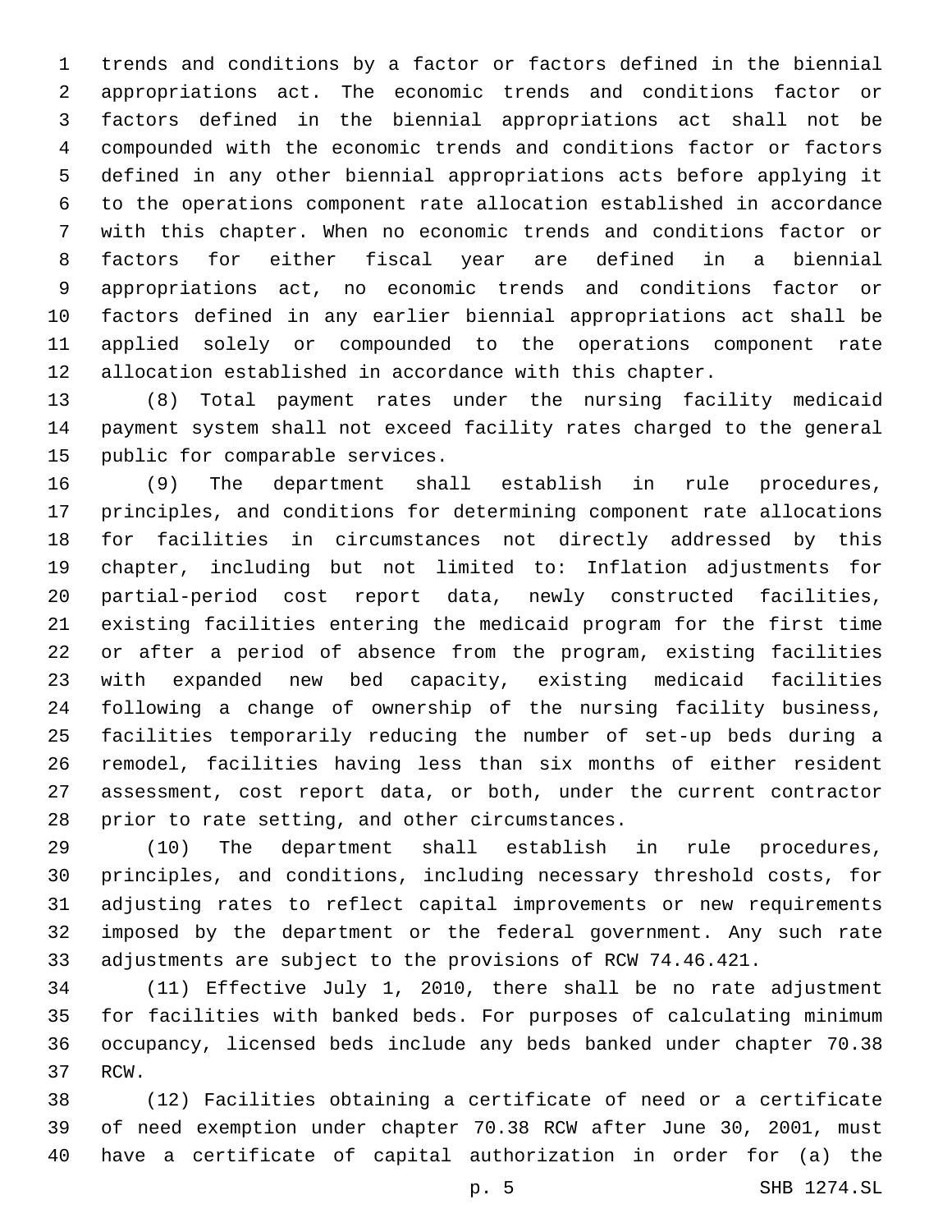trends and conditions by a factor or factors defined in the biennial appropriations act. The economic trends and conditions factor or factors defined in the biennial appropriations act shall not be compounded with the economic trends and conditions factor or factors defined in any other biennial appropriations acts before applying it to the operations component rate allocation established in accordance with this chapter. When no economic trends and conditions factor or factors for either fiscal year are defined in a biennial appropriations act, no economic trends and conditions factor or factors defined in any earlier biennial appropriations act shall be applied solely or compounded to the operations component rate allocation established in accordance with this chapter.

(8) Total payment rates under the nursing facility medicaid payment system shall not exceed facility rates charged to the general public for comparable services.

(9) The department shall establish in rule procedures, principles, and conditions for determining component rate allocations for facilities in circumstances not directly addressed by this chapter, including but not limited to: Inflation adjustments for partial-period cost report data, newly constructed facilities, existing facilities entering the medicaid program for the first time or after a period of absence from the program, existing facilities with expanded new bed capacity, existing medicaid facilities following a change of ownership of the nursing facility business, facilities temporarily reducing the number of set-up beds during a remodel, facilities having less than six months of either resident assessment, cost report data, or both, under the current contractor prior to rate setting, and other circumstances.

(10) The department shall establish in rule procedures, principles, and conditions, including necessary threshold costs, for adjusting rates to reflect capital improvements or new requirements imposed by the department or the federal government. Any such rate adjustments are subject to the provisions of RCW 74.46.421.

(11) Effective July 1, 2010, there shall be no rate adjustment for facilities with banked beds. For purposes of calculating minimum occupancy, licensed beds include any beds banked under chapter 70.38 RCW.

(12) Facilities obtaining a certificate of need or a certificate of need exemption under chapter 70.38 RCW after June 30, 2001, must have a certificate of capital authorization in order for (a) the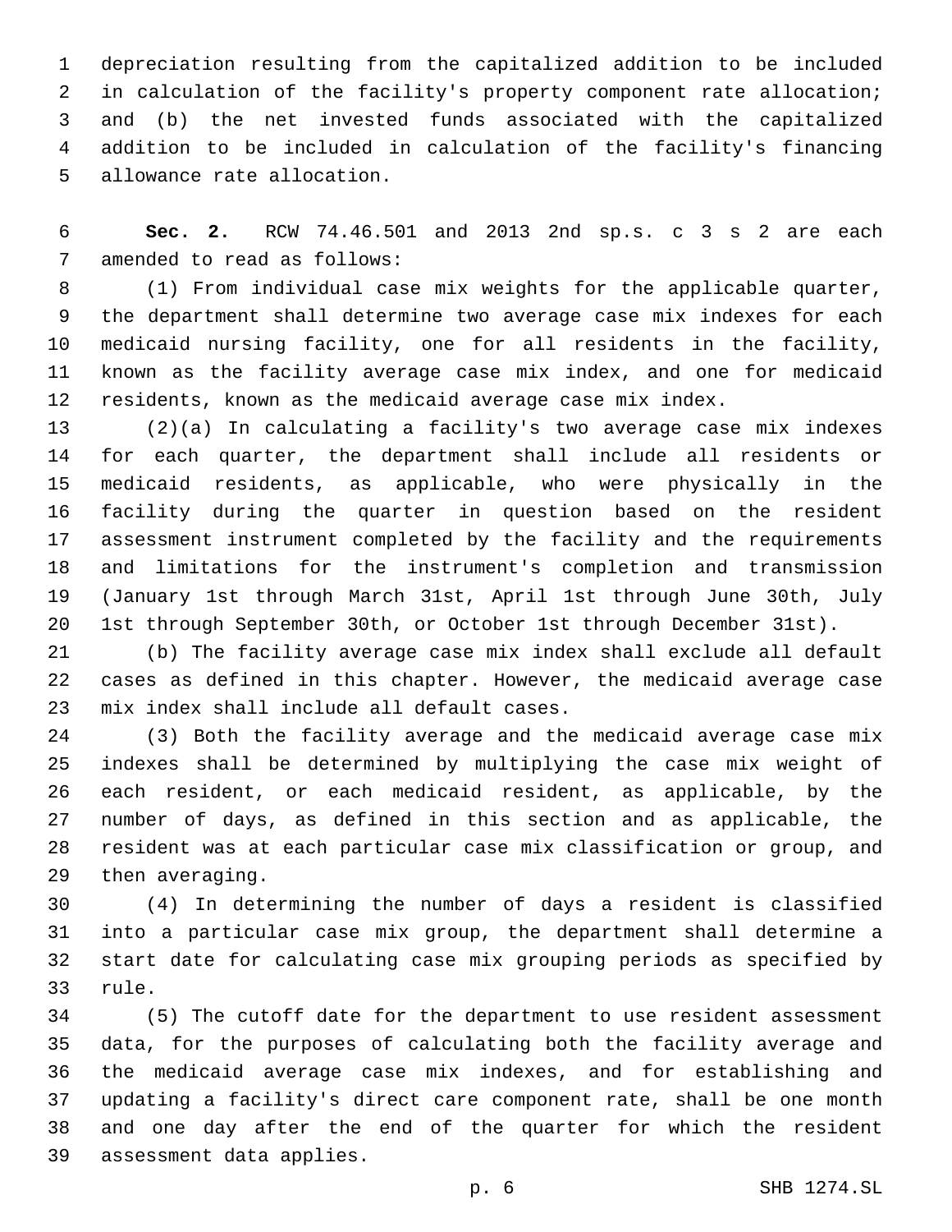depreciation resulting from the capitalized addition to be included in calculation of the facility's property component rate allocation; and (b) the net invested funds associated with the capitalized addition to be included in calculation of the facility's financing allowance rate allocation.

**Sec. 2.** RCW 74.46.501 and 2013 2nd sp.s. c 3 s 2 are each amended to read as follows:

(1) From individual case mix weights for the applicable quarter, the department shall determine two average case mix indexes for each medicaid nursing facility, one for all residents in the facility, known as the facility average case mix index, and one for medicaid residents, known as the medicaid average case mix index.

(2)(a) In calculating a facility's two average case mix indexes for each quarter, the department shall include all residents or medicaid residents, as applicable, who were physically in the facility during the quarter in question based on the resident assessment instrument completed by the facility and the requirements and limitations for the instrument's completion and transmission (January 1st through March 31st, April 1st through June 30th, July 1st through September 30th, or October 1st through December 31st).

(b) The facility average case mix index shall exclude all default cases as defined in this chapter. However, the medicaid average case mix index shall include all default cases.

(3) Both the facility average and the medicaid average case mix indexes shall be determined by multiplying the case mix weight of each resident, or each medicaid resident, as applicable, by the number of days, as defined in this section and as applicable, the resident was at each particular case mix classification or group, and then averaging.

(4) In determining the number of days a resident is classified into a particular case mix group, the department shall determine a start date for calculating case mix grouping periods as specified by rule.

(5) The cutoff date for the department to use resident assessment data, for the purposes of calculating both the facility average and the medicaid average case mix indexes, and for establishing and updating a facility's direct care component rate, shall be one month and one day after the end of the quarter for which the resident assessment data applies.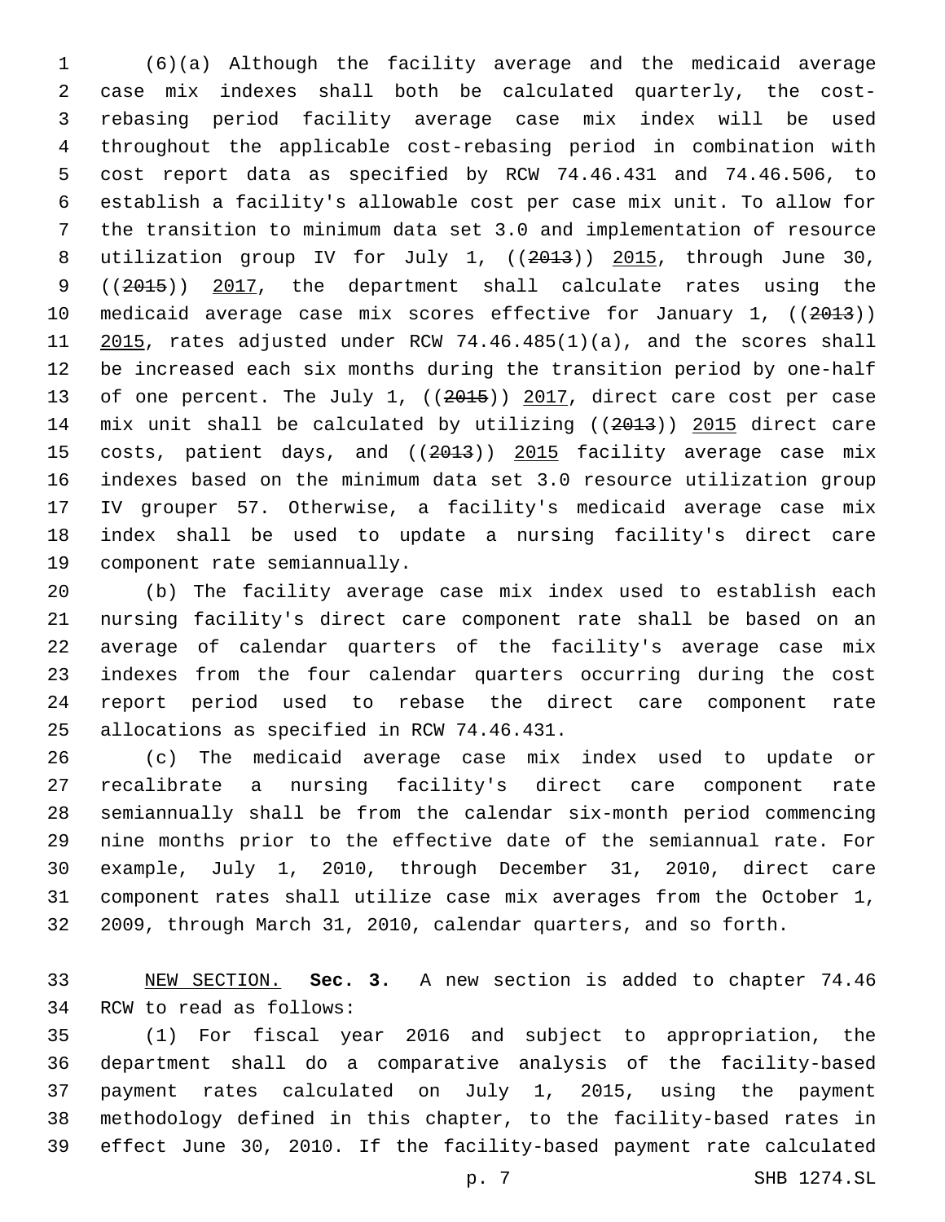(6)(a) Although the facility average and the medicaid average case mix indexes shall both be calculated quarterly, the cost-rebasing period facility average case mix index will be used throughout the applicable cost-rebasing period in combination with cost report data as specified by RCW 74.46.431 and 74.46.506, to establish a facility's allowable cost per case mix unit. To allow for the transition to minimum data set 3.0 and implementation of resource utilization group IV for July 1, ((~~2013~~)) <u>2015</u>, through June 30, ((~~2015~~)) <u>2017</u>, the department shall calculate rates using the medicaid average case mix scores effective for January 1, ((~~2013~~)) <u>2015</u>, rates adjusted under RCW 74.46.485(1)(a), and the scores shall be increased each six months during the transition period by one-half of one percent. The July 1, ((~~2015~~)) <u>2017</u>, direct care cost per case mix unit shall be calculated by utilizing ((~~2013~~)) <u>2015</u> direct care costs, patient days, and ((~~2013~~)) <u>2015</u> facility average case mix indexes based on the minimum data set 3.0 resource utilization group IV grouper 57. Otherwise, a facility's medicaid average case mix index shall be used to update a nursing facility's direct care component rate semiannually.

(b) The facility average case mix index used to establish each nursing facility's direct care component rate shall be based on an average of calendar quarters of the facility's average case mix indexes from the four calendar quarters occurring during the cost report period used to rebase the direct care component rate allocations as specified in RCW 74.46.431.

(c) The medicaid average case mix index used to update or recalibrate a nursing facility's direct care component rate semiannually shall be from the calendar six-month period commencing nine months prior to the effective date of the semiannual rate. For example, July 1, 2010, through December 31, 2010, direct care component rates shall utilize case mix averages from the October 1, 2009, through March 31, 2010, calendar quarters, and so forth.

<u>NEW SECTION.</u> **Sec. 3.** A new section is added to chapter 74.46 RCW to read as follows:

(1) For fiscal year 2016 and subject to appropriation, the department shall do a comparative analysis of the facility-based payment rates calculated on July 1, 2015, using the payment methodology defined in this chapter, to the facility-based rates in effect June 30, 2010. If the facility-based payment rate calculated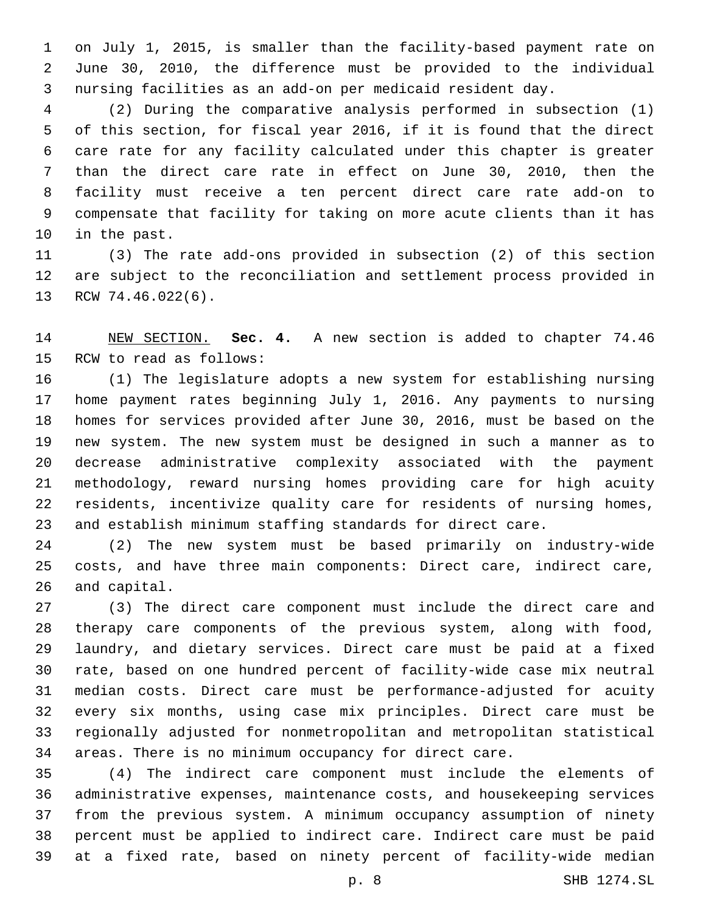on July 1, 2015, is smaller than the facility-based payment rate on June 30, 2010, the difference must be provided to the individual nursing facilities as an add-on per medicaid resident day.

(2) During the comparative analysis performed in subsection (1) of this section, for fiscal year 2016, if it is found that the direct care rate for any facility calculated under this chapter is greater than the direct care rate in effect on June 30, 2010, then the facility must receive a ten percent direct care rate add-on to compensate that facility for taking on more acute clients than it has in the past.

(3) The rate add-ons provided in subsection (2) of this section are subject to the reconciliation and settlement process provided in RCW 74.46.022(6).

NEW SECTION. **Sec. 4.** A new section is added to chapter 74.46 RCW to read as follows:

(1) The legislature adopts a new system for establishing nursing home payment rates beginning July 1, 2016. Any payments to nursing homes for services provided after June 30, 2016, must be based on the new system. The new system must be designed in such a manner as to decrease administrative complexity associated with the payment methodology, reward nursing homes providing care for high acuity residents, incentivize quality care for residents of nursing homes, and establish minimum staffing standards for direct care.

(2) The new system must be based primarily on industry-wide costs, and have three main components: Direct care, indirect care, and capital.

(3) The direct care component must include the direct care and therapy care components of the previous system, along with food, laundry, and dietary services. Direct care must be paid at a fixed rate, based on one hundred percent of facility-wide case mix neutral median costs. Direct care must be performance-adjusted for acuity every six months, using case mix principles. Direct care must be regionally adjusted for nonmetropolitan and metropolitan statistical areas. There is no minimum occupancy for direct care.

(4) The indirect care component must include the elements of administrative expenses, maintenance costs, and housekeeping services from the previous system. A minimum occupancy assumption of ninety percent must be applied to indirect care. Indirect care must be paid at a fixed rate, based on ninety percent of facility-wide median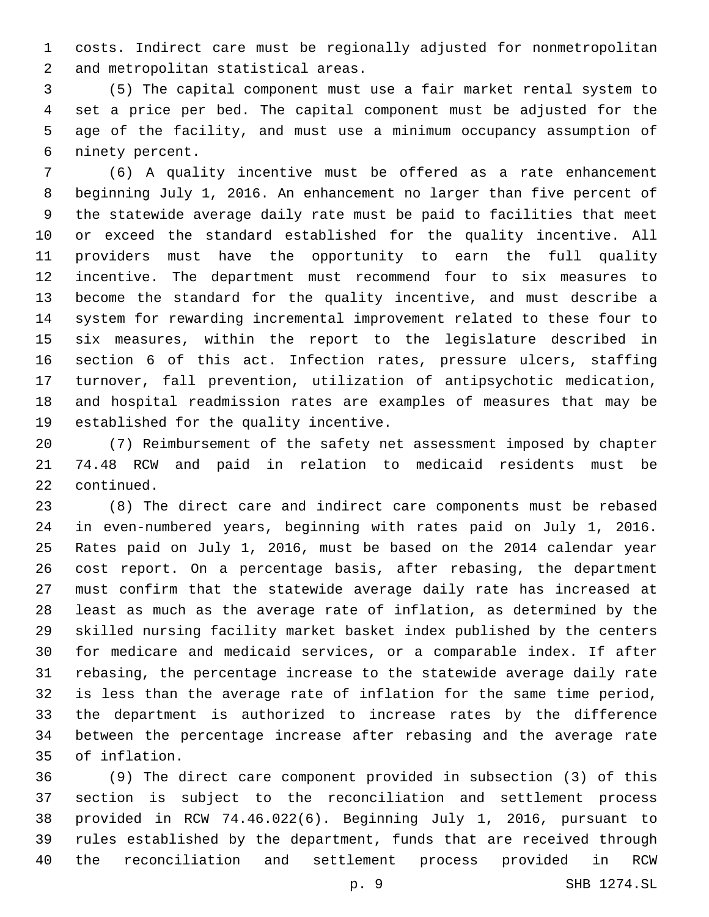costs. Indirect care must be regionally adjusted for nonmetropolitan and metropolitan statistical areas.

(5) The capital component must use a fair market rental system to set a price per bed. The capital component must be adjusted for the age of the facility, and must use a minimum occupancy assumption of ninety percent.

(6) A quality incentive must be offered as a rate enhancement beginning July 1, 2016. An enhancement no larger than five percent of the statewide average daily rate must be paid to facilities that meet or exceed the standard established for the quality incentive. All providers must have the opportunity to earn the full quality incentive. The department must recommend four to six measures to become the standard for the quality incentive, and must describe a system for rewarding incremental improvement related to these four to six measures, within the report to the legislature described in section 6 of this act. Infection rates, pressure ulcers, staffing turnover, fall prevention, utilization of antipsychotic medication, and hospital readmission rates are examples of measures that may be established for the quality incentive.

(7) Reimbursement of the safety net assessment imposed by chapter 74.48 RCW and paid in relation to medicaid residents must be continued.

(8) The direct care and indirect care components must be rebased in even-numbered years, beginning with rates paid on July 1, 2016. Rates paid on July 1, 2016, must be based on the 2014 calendar year cost report. On a percentage basis, after rebasing, the department must confirm that the statewide average daily rate has increased at least as much as the average rate of inflation, as determined by the skilled nursing facility market basket index published by the centers for medicare and medicaid services, or a comparable index. If after rebasing, the percentage increase to the statewide average daily rate is less than the average rate of inflation for the same time period, the department is authorized to increase rates by the difference between the percentage increase after rebasing and the average rate of inflation.

(9) The direct care component provided in subsection (3) of this section is subject to the reconciliation and settlement process provided in RCW 74.46.022(6). Beginning July 1, 2016, pursuant to rules established by the department, funds that are received through the reconciliation and settlement process provided in RCW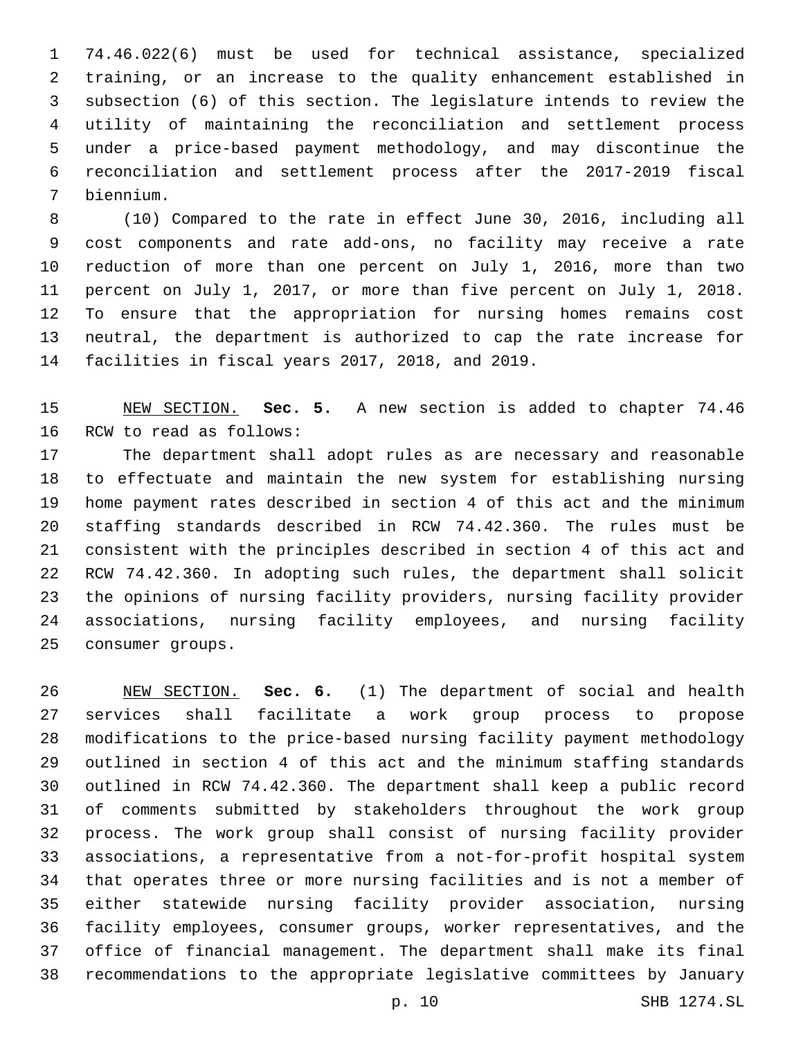74.46.022(6) must be used for technical assistance, specialized training, or an increase to the quality enhancement established in subsection (6) of this section. The legislature intends to review the utility of maintaining the reconciliation and settlement process under a price-based payment methodology, and may discontinue the reconciliation and settlement process after the 2017-2019 fiscal biennium.

(10) Compared to the rate in effect June 30, 2016, including all cost components and rate add-ons, no facility may receive a rate reduction of more than one percent on July 1, 2016, more than two percent on July 1, 2017, or more than five percent on July 1, 2018. To ensure that the appropriation for nursing homes remains cost neutral, the department is authorized to cap the rate increase for facilities in fiscal years 2017, 2018, and 2019.

NEW SECTION. **Sec. 5.** A new section is added to chapter 74.46 RCW to read as follows:

The department shall adopt rules as are necessary and reasonable to effectuate and maintain the new system for establishing nursing home payment rates described in section 4 of this act and the minimum staffing standards described in RCW 74.42.360. The rules must be consistent with the principles described in section 4 of this act and RCW 74.42.360. In adopting such rules, the department shall solicit the opinions of nursing facility providers, nursing facility provider associations, nursing facility employees, and nursing facility consumer groups.

NEW SECTION. **Sec. 6.** (1) The department of social and health services shall facilitate a work group process to propose modifications to the price-based nursing facility payment methodology outlined in section 4 of this act and the minimum staffing standards outlined in RCW 74.42.360. The department shall keep a public record of comments submitted by stakeholders throughout the work group process. The work group shall consist of nursing facility provider associations, a representative from a not-for-profit hospital system that operates three or more nursing facilities and is not a member of either statewide nursing facility provider association, nursing facility employees, consumer groups, worker representatives, and the office of financial management. The department shall make its final recommendations to the appropriate legislative committees by January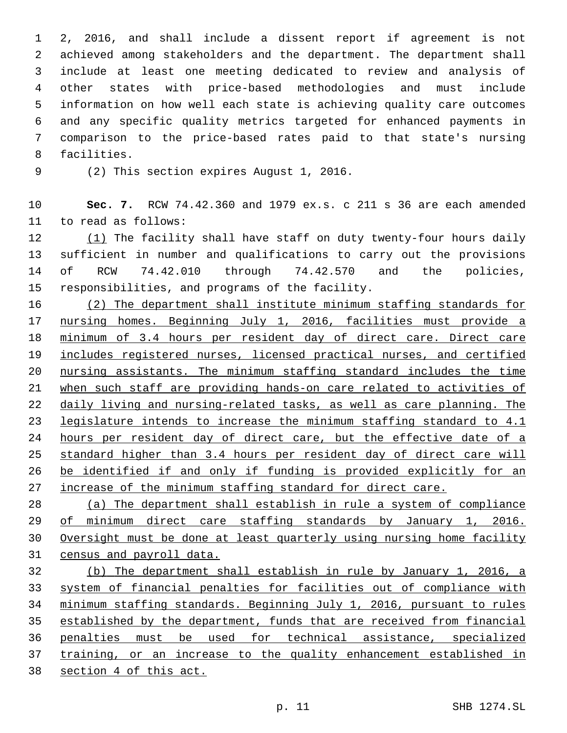2, 2016, and shall include a dissent report if agreement is not achieved among stakeholders and the department. The department shall include at least one meeting dedicated to review and analysis of other states with price-based methodologies and must include information on how well each state is achieving quality care outcomes and any specific quality metrics targeted for enhanced payments in comparison to the price-based rates paid to that state's nursing facilities.

(2) This section expires August 1, 2016.

**Sec. 7.** RCW 74.42.360 and 1979 ex.s. c 211 s 36 are each amended to read as follows:

(1) The facility shall have staff on duty twenty-four hours daily sufficient in number and qualifications to carry out the provisions of RCW 74.42.010 through 74.42.570 and the policies, responsibilities, and programs of the facility.

(2) The department shall institute minimum staffing standards for nursing homes. Beginning July 1, 2016, facilities must provide a minimum of 3.4 hours per resident day of direct care. Direct care includes registered nurses, licensed practical nurses, and certified nursing assistants. The minimum staffing standard includes the time when such staff are providing hands-on care related to activities of daily living and nursing-related tasks, as well as care planning. The legislature intends to increase the minimum staffing standard to 4.1 hours per resident day of direct care, but the effective date of a standard higher than 3.4 hours per resident day of direct care will be identified if and only if funding is provided explicitly for an increase of the minimum staffing standard for direct care.

(a) The department shall establish in rule a system of compliance of minimum direct care staffing standards by January 1, 2016. Oversight must be done at least quarterly using nursing home facility census and payroll data.

(b) The department shall establish in rule by January 1, 2016, a system of financial penalties for facilities out of compliance with minimum staffing standards. Beginning July 1, 2016, pursuant to rules established by the department, funds that are received from financial penalties must be used for technical assistance, specialized training, or an increase to the quality enhancement established in section 4 of this act.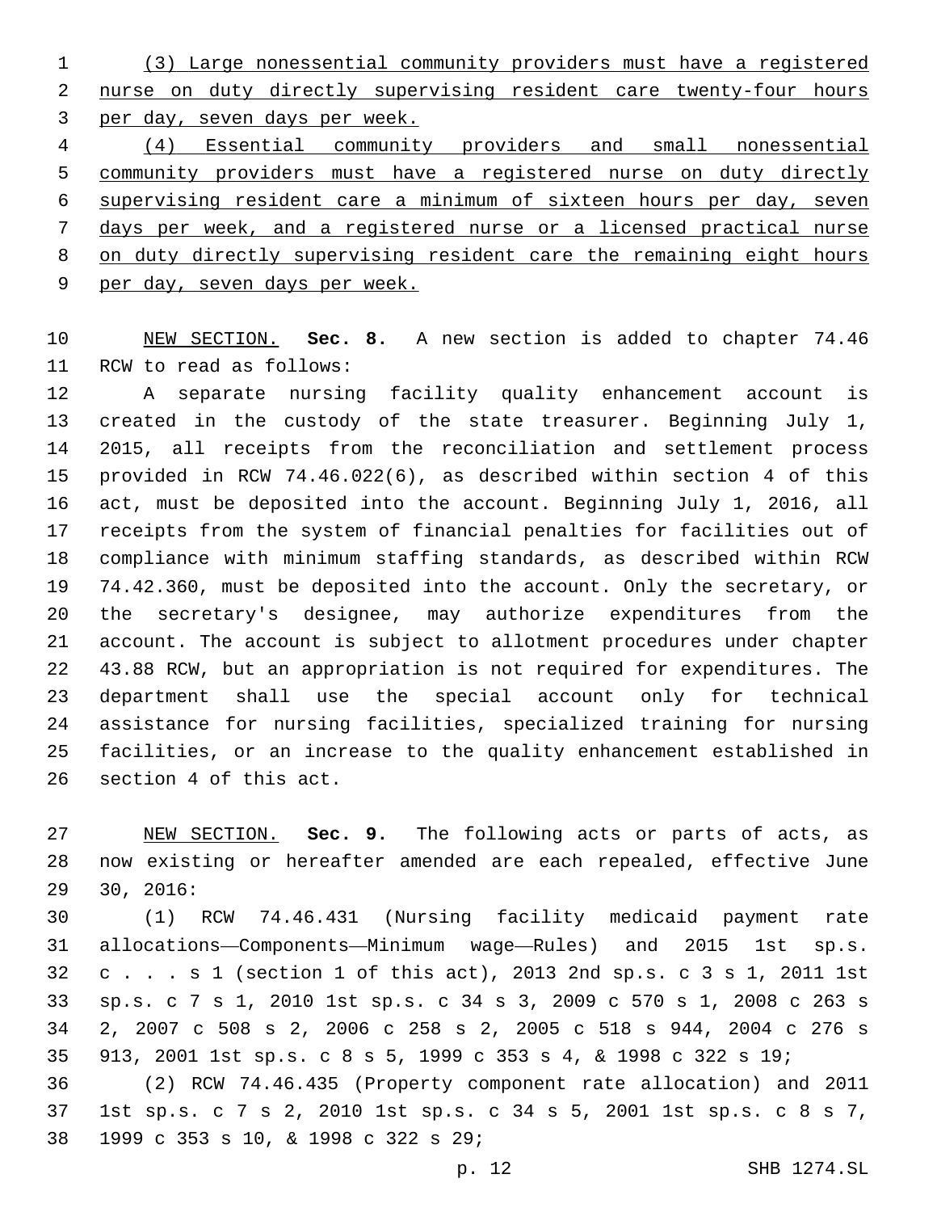(3) Large nonessential community providers must have a registered nurse on duty directly supervising resident care twenty-four hours per day, seven days per week.

(4) Essential community providers and small nonessential community providers must have a registered nurse on duty directly supervising resident care a minimum of sixteen hours per day, seven days per week, and a registered nurse or a licensed practical nurse on duty directly supervising resident care the remaining eight hours per day, seven days per week.

NEW SECTION. **Sec. 8.** A new section is added to chapter 74.46 RCW to read as follows:

A separate nursing facility quality enhancement account is created in the custody of the state treasurer. Beginning July 1, 2015, all receipts from the reconciliation and settlement process provided in RCW 74.46.022(6), as described within section 4 of this act, must be deposited into the account. Beginning July 1, 2016, all receipts from the system of financial penalties for facilities out of compliance with minimum staffing standards, as described within RCW 74.42.360, must be deposited into the account. Only the secretary, or the secretary's designee, may authorize expenditures from the account. The account is subject to allotment procedures under chapter 43.88 RCW, but an appropriation is not required for expenditures. The department shall use the special account only for technical assistance for nursing facilities, specialized training for nursing facilities, or an increase to the quality enhancement established in section 4 of this act.

NEW SECTION. **Sec. 9.** The following acts or parts of acts, as now existing or hereafter amended are each repealed, effective June 30, 2016:

(1) RCW 74.46.431 (Nursing facility medicaid payment rate allocations—Components—Minimum wage—Rules) and 2015 1st sp.s. c . . . s 1 (section 1 of this act), 2013 2nd sp.s. c 3 s 1, 2011 1st sp.s. c 7 s 1, 2010 1st sp.s. c 34 s 3, 2009 c 570 s 1, 2008 c 263 s 2, 2007 c 508 s 2, 2006 c 258 s 2, 2005 c 518 s 944, 2004 c 276 s 913, 2001 1st sp.s. c 8 s 5, 1999 c 353 s 4, & 1998 c 322 s 19;

(2) RCW 74.46.435 (Property component rate allocation) and 2011 1st sp.s. c 7 s 2, 2010 1st sp.s. c 34 s 5, 2001 1st sp.s. c 8 s 7, 1999 c 353 s 10, & 1998 c 322 s 29;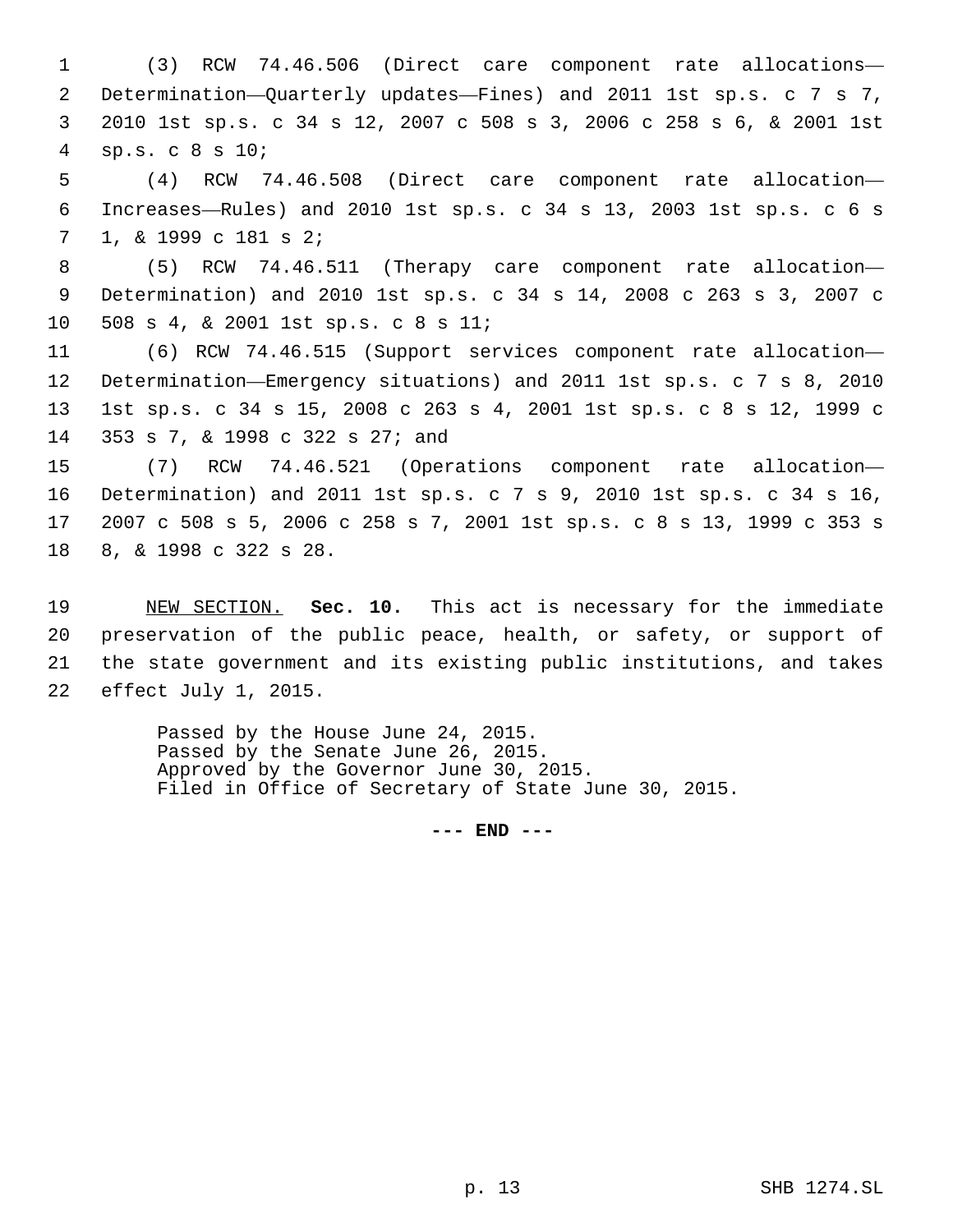(3) RCW 74.46.506 (Direct care component rate allocations—Determination—Quarterly updates—Fines) and 2011 1st sp.s. c 7 s 7, 2010 1st sp.s. c 34 s 12, 2007 c 508 s 3, 2006 c 258 s 6, & 2001 1st sp.s. c 8 s 10;

(4) RCW 74.46.508 (Direct care component rate allocation—Increases—Rules) and 2010 1st sp.s. c 34 s 13, 2003 1st sp.s. c 6 s 1, & 1999 c 181 s 2;

(5) RCW 74.46.511 (Therapy care component rate allocation—Determination) and 2010 1st sp.s. c 34 s 14, 2008 c 263 s 3, 2007 c 508 s 4, & 2001 1st sp.s. c 8 s 11;

(6) RCW 74.46.515 (Support services component rate allocation—Determination—Emergency situations) and 2011 1st sp.s. c 7 s 8, 2010 1st sp.s. c 34 s 15, 2008 c 263 s 4, 2001 1st sp.s. c 8 s 12, 1999 c 353 s 7, & 1998 c 322 s 27; and

(7) RCW 74.46.521 (Operations component rate allocation—Determination) and 2011 1st sp.s. c 7 s 9, 2010 1st sp.s. c 34 s 16, 2007 c 508 s 5, 2006 c 258 s 7, 2001 1st sp.s. c 8 s 13, 1999 c 353 s 8, & 1998 c 322 s 28.

NEW SECTION. **Sec. 10.** This act is necessary for the immediate preservation of the public peace, health, or safety, or support of the state government and its existing public institutions, and takes effect July 1, 2015.

Passed by the House June 24, 2015.
Passed by the Senate June 26, 2015.
Approved by the Governor June 30, 2015.
Filed in Office of Secretary of State June 30, 2015.

**--- END ---**